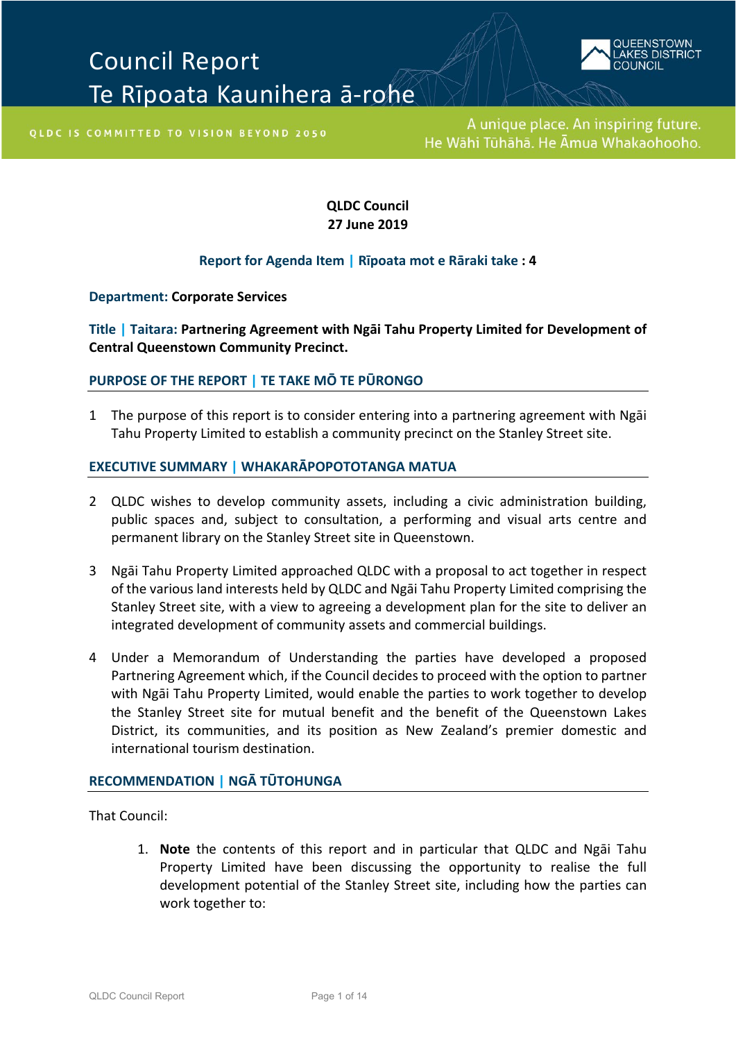# Council Report
# Te Rīpoata Kaunihera ā-rohe

QUEENSTOWN LAKES DISTRICT COUNCIL

QLDC IS COMMITTED TO VISION BEYOND 2050

A unique place. An inspiring future.
He Wāhi Tūhāhā. He Āmua Whakaoohoo.

**QLDC Council**
**27 June 2019**

**Report for Agenda Item | Rīpoata mot e Rāraki take : 4**

**Department:** **Corporate Services**

**Title | Taitara: Partnering Agreement with Ngāi Tahu Property Limited for Development of Central Queenstown Community Precinct.**

## PURPOSE OF THE REPORT | TE TAKE MŌ TE PŪRONGO

1 The purpose of this report is to consider entering into a partnering agreement with Ngāi Tahu Property Limited to establish a community precinct on the Stanley Street site.

## EXECUTIVE SUMMARY | WHAKARĀPOPOTOTANGA MATUA

2 QLDC wishes to develop community assets, including a civic administration building, public spaces and, subject to consultation, a performing and visual arts centre and permanent library on the Stanley Street site in Queenstown.

3 Ngāi Tahu Property Limited approached QLDC with a proposal to act together in respect of the various land interests held by QLDC and Ngāi Tahu Property Limited comprising the Stanley Street site, with a view to agreeing a development plan for the site to deliver an integrated development of community assets and commercial buildings.

4 Under a Memorandum of Understanding the parties have developed a proposed Partnering Agreement which, if the Council decides to proceed with the option to partner with Ngāi Tahu Property Limited, would enable the parties to work together to develop the Stanley Street site for mutual benefit and the benefit of the Queenstown Lakes District, its communities, and its position as New Zealand's premier domestic and international tourism destination.

## RECOMMENDATION | NGĀ TŪTOHUNGA

That Council:

1. **Note** the contents of this report and in particular that QLDC and Ngāi Tahu Property Limited have been discussing the opportunity to realise the full development potential of the Stanley Street site, including how the parties can work together to: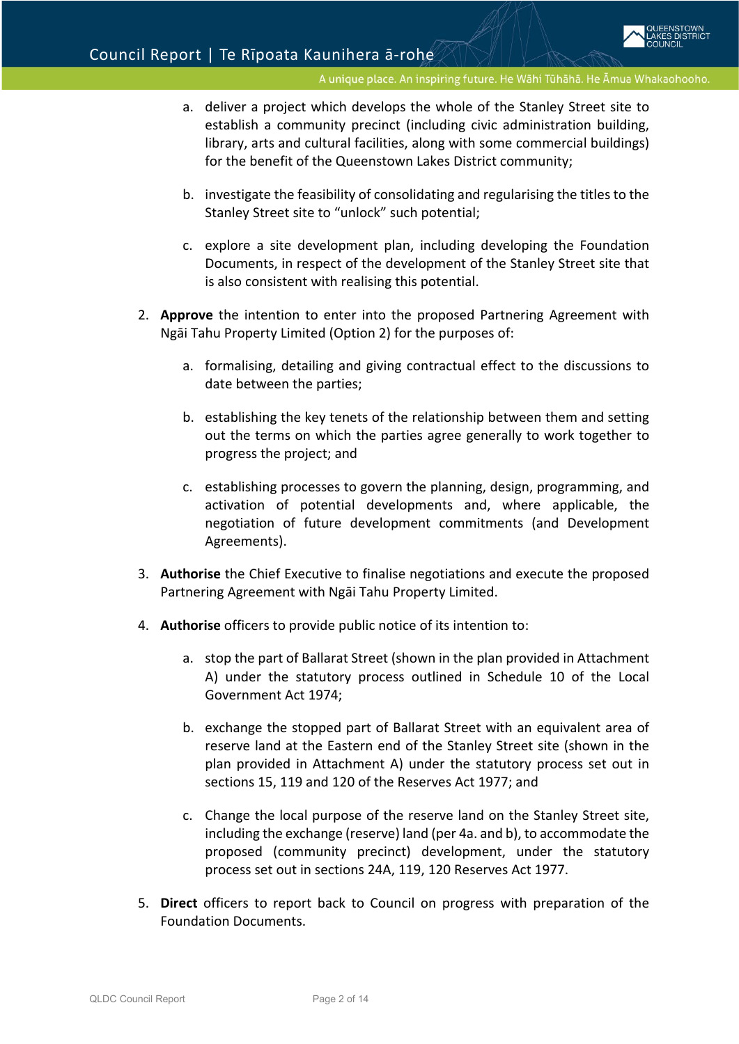a. deliver a project which develops the whole of the Stanley Street site to establish a community precinct (including civic administration building, library, arts and cultural facilities, along with some commercial buildings) for the benefit of the Queenstown Lakes District community;

   b. investigate the feasibility of consolidating and regularising the titles to the Stanley Street site to "unlock" such potential;

   c. explore a site development plan, including developing the Foundation Documents, in respect of the development of the Stanley Street site that is also consistent with realising this potential.

2. **Approve** the intention to enter into the proposed Partnering Agreement with Ngāi Tahu Property Limited (Option 2) for the purposes of:

   a. formalising, detailing and giving contractual effect to the discussions to date between the parties;

   b. establishing the key tenets of the relationship between them and setting out the terms on which the parties agree generally to work together to progress the project; and

   c. establishing processes to govern the planning, design, programming, and activation of potential developments and, where applicable, the negotiation of future development commitments (and Development Agreements).

3. **Authorise** the Chief Executive to finalise negotiations and execute the proposed Partnering Agreement with Ngāi Tahu Property Limited.

4. **Authorise** officers to provide public notice of its intention to:

   a. stop the part of Ballarat Street (shown in the plan provided in Attachment A) under the statutory process outlined in Schedule 10 of the Local Government Act 1974;

   b. exchange the stopped part of Ballarat Street with an equivalent area of reserve land at the Eastern end of the Stanley Street site (shown in the plan provided in Attachment A) under the statutory process set out in sections 15, 119 and 120 of the Reserves Act 1977; and

   c. Change the local purpose of the reserve land on the Stanley Street site, including the exchange (reserve) land (per 4a. and b), to accommodate the proposed (community precinct) development, under the statutory process set out in sections 24A, 119, 120 Reserves Act 1977.

5. **Direct** officers to report back to Council on progress with preparation of the Foundation Documents.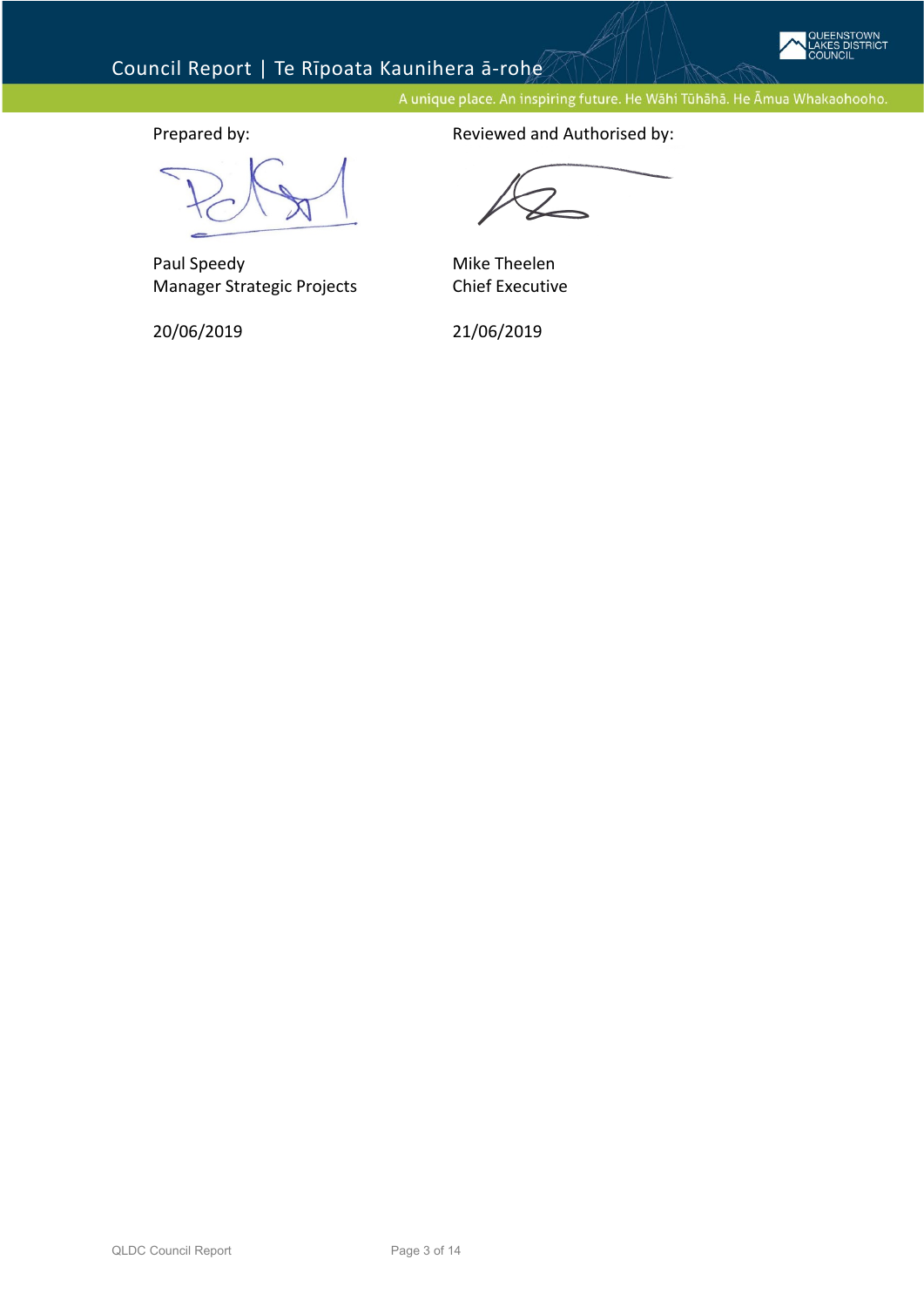| Prepared by: | Reviewed and Authorised by: |
| --- | --- |
| Paul Speedy | Mike Theelen |
| Manager Strategic Projects | Chief Executive |
| 20/06/2019 | 21/06/2019 |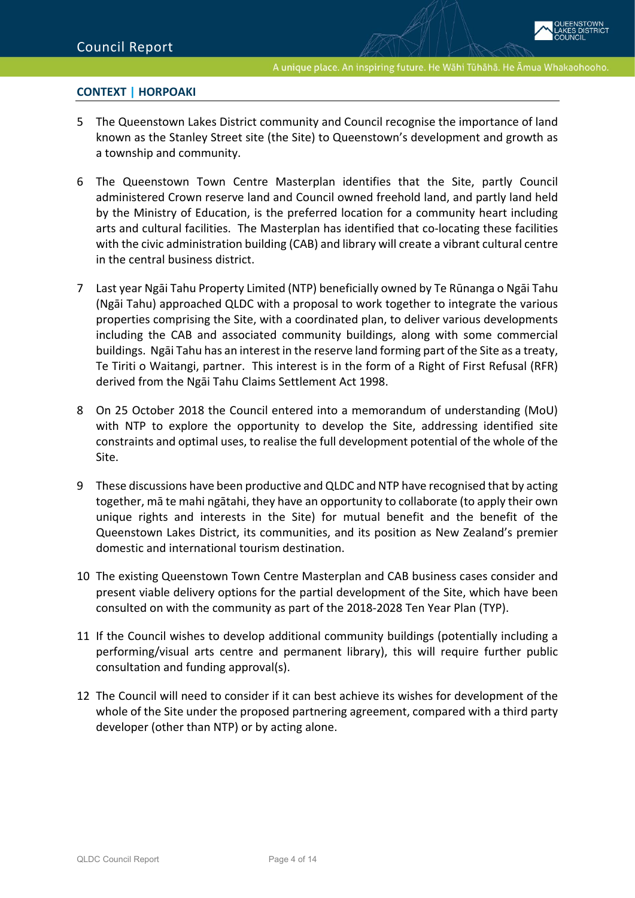## CONTEXT | HORPOAKI

5 The Queenstown Lakes District community and Council recognise the importance of land known as the Stanley Street site (the Site) to Queenstown's development and growth as a township and community.

6 The Queenstown Town Centre Masterplan identifies that the Site, partly Council administered Crown reserve land and Council owned freehold land, and partly land held by the Ministry of Education, is the preferred location for a community heart including arts and cultural facilities. The Masterplan has identified that co-locating these facilities with the civic administration building (CAB) and library will create a vibrant cultural centre in the central business district.

7 Last year Ngāi Tahu Property Limited (NTP) beneficially owned by Te Rūnanga o Ngāi Tahu (Ngāi Tahu) approached QLDC with a proposal to work together to integrate the various properties comprising the Site, with a coordinated plan, to deliver various developments including the CAB and associated community buildings, along with some commercial buildings. Ngāi Tahu has an interest in the reserve land forming part of the Site as a treaty, Te Tiriti o Waitangi, partner. This interest is in the form of a Right of First Refusal (RFR) derived from the Ngāi Tahu Claims Settlement Act 1998.

8 On 25 October 2018 the Council entered into a memorandum of understanding (MoU) with NTP to explore the opportunity to develop the Site, addressing identified site constraints and optimal uses, to realise the full development potential of the whole of the Site.

9 These discussions have been productive and QLDC and NTP have recognised that by acting together, mā te mahi ngātahi, they have an opportunity to collaborate (to apply their own unique rights and interests in the Site) for mutual benefit and the benefit of the Queenstown Lakes District, its communities, and its position as New Zealand's premier domestic and international tourism destination.

10 The existing Queenstown Town Centre Masterplan and CAB business cases consider and present viable delivery options for the partial development of the Site, which have been consulted on with the community as part of the 2018-2028 Ten Year Plan (TYP).

11 If the Council wishes to develop additional community buildings (potentially including a performing/visual arts centre and permanent library), this will require further public consultation and funding approval(s).

12 The Council will need to consider if it can best achieve its wishes for development of the whole of the Site under the proposed partnering agreement, compared with a third party developer (other than NTP) or by acting alone.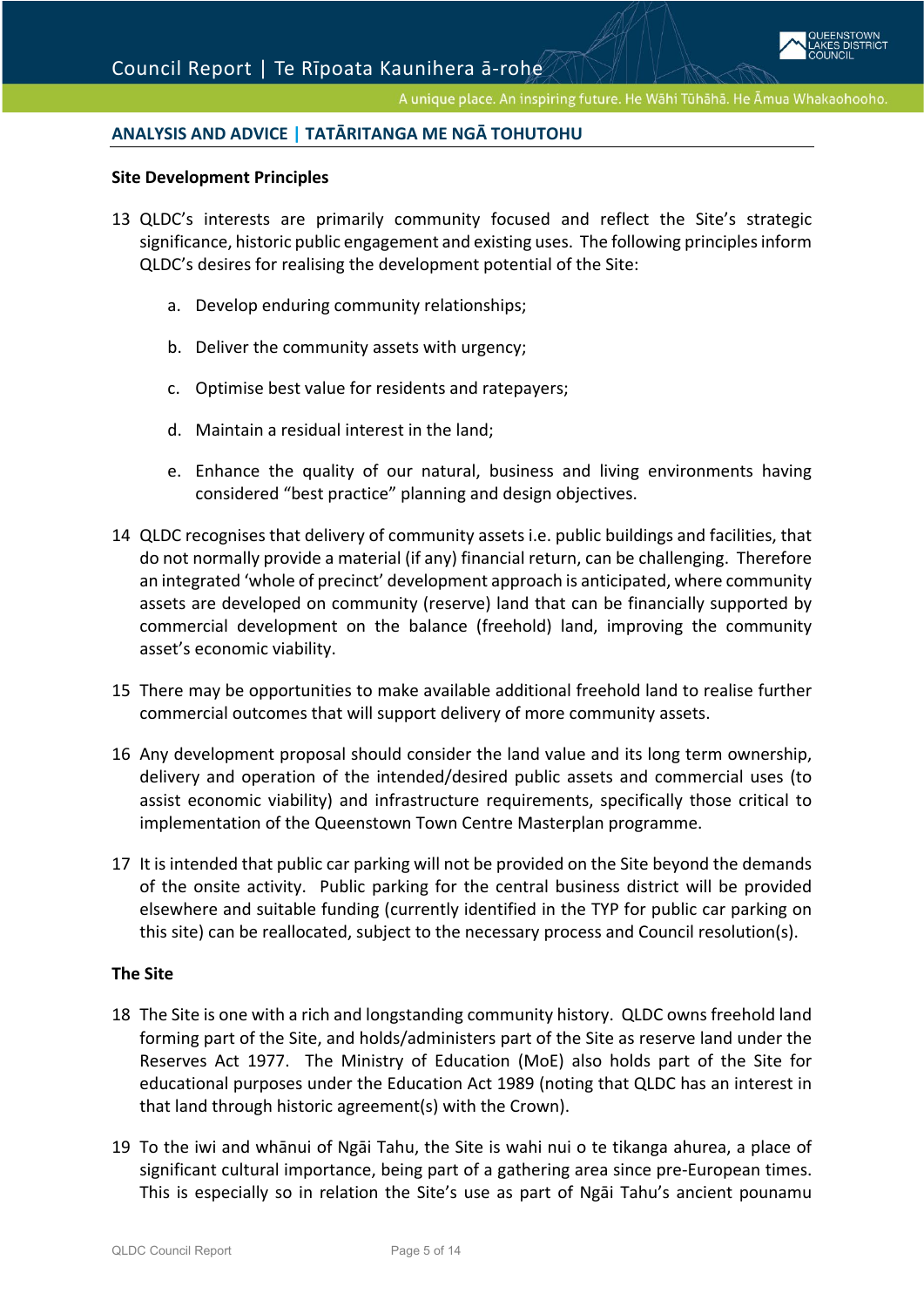## ANALYSIS AND ADVICE | TATĀRITANGA ME NGĀ TOHUTOHU

**Site Development Principles**

13 QLDC's interests are primarily community focused and reflect the Site's strategic significance, historic public engagement and existing uses. The following principles inform QLDC's desires for realising the development potential of the Site:

  a. Develop enduring community relationships;

  b. Deliver the community assets with urgency;

  c. Optimise best value for residents and ratepayers;

  d. Maintain a residual interest in the land;

  e. Enhance the quality of our natural, business and living environments having considered "best practice" planning and design objectives.

14 QLDC recognises that delivery of community assets i.e. public buildings and facilities, that do not normally provide a material (if any) financial return, can be challenging. Therefore an integrated 'whole of precinct' development approach is anticipated, where community assets are developed on community (reserve) land that can be financially supported by commercial development on the balance (freehold) land, improving the community asset's economic viability.

15 There may be opportunities to make available additional freehold land to realise further commercial outcomes that will support delivery of more community assets.

16 Any development proposal should consider the land value and its long term ownership, delivery and operation of the intended/desired public assets and commercial uses (to assist economic viability) and infrastructure requirements, specifically those critical to implementation of the Queenstown Town Centre Masterplan programme.

17 It is intended that public car parking will not be provided on the Site beyond the demands of the onsite activity. Public parking for the central business district will be provided elsewhere and suitable funding (currently identified in the TYP for public car parking on this site) can be reallocated, subject to the necessary process and Council resolution(s).

**The Site**

18 The Site is one with a rich and longstanding community history. QLDC owns freehold land forming part of the Site, and holds/administers part of the Site as reserve land under the Reserves Act 1977. The Ministry of Education (MoE) also holds part of the Site for educational purposes under the Education Act 1989 (noting that QLDC has an interest in that land through historic agreement(s) with the Crown).

19 To the iwi and whānui of Ngāi Tahu, the Site is wahi nui o te tikanga ahurea, a place of significant cultural importance, being part of a gathering area since pre-European times. This is especially so in relation the Site's use as part of Ngāi Tahu's ancient pounamu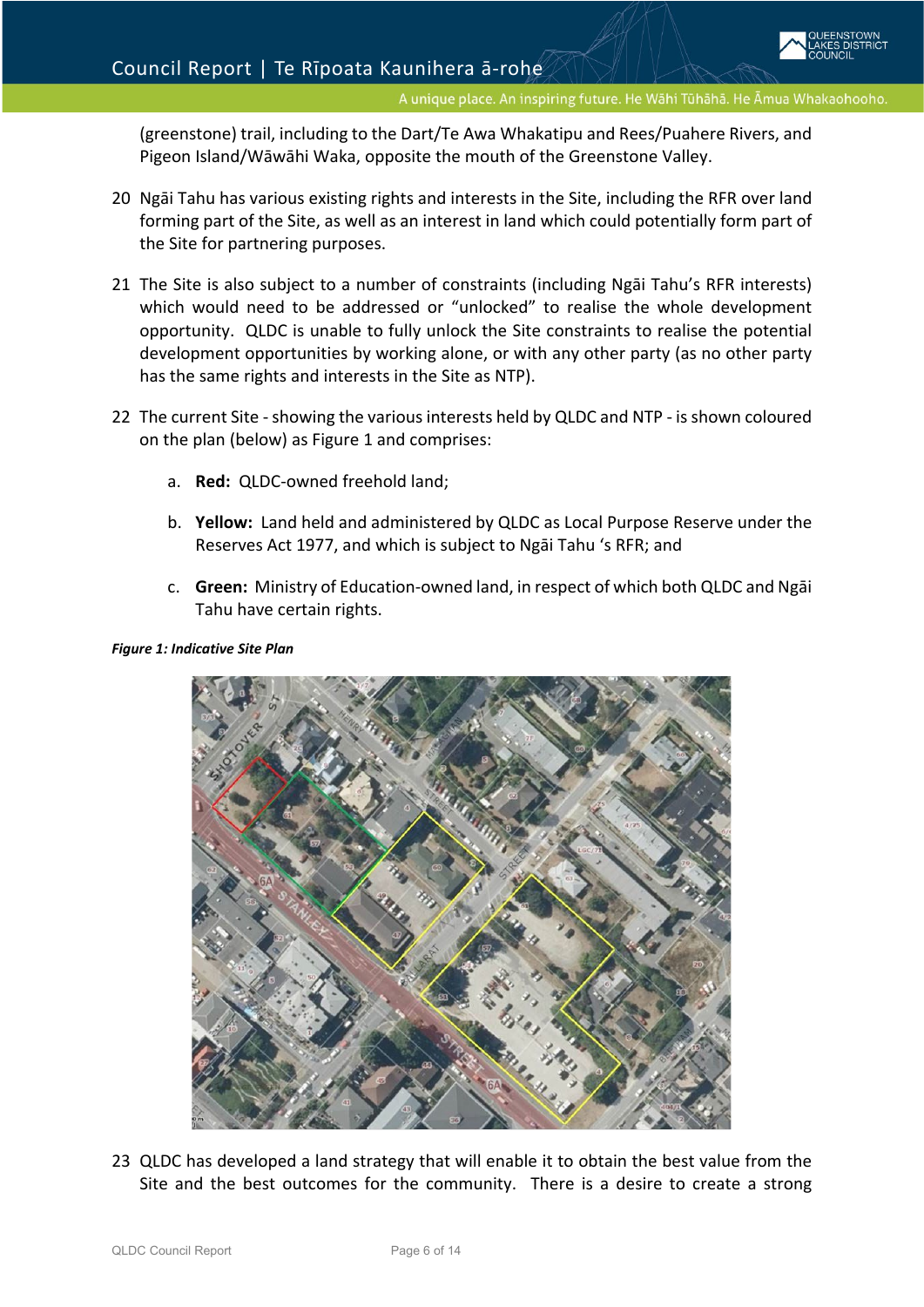(greenstone) trail, including to the Dart/Te Awa Whakatipu and Rees/Puahere Rivers, and Pigeon Island/Wāwāhi Waka, opposite the mouth of the Greenstone Valley.

20 Ngāi Tahu has various existing rights and interests in the Site, including the RFR over land forming part of the Site, as well as an interest in land which could potentially form part of the Site for partnering purposes.

21 The Site is also subject to a number of constraints (including Ngāi Tahu's RFR interests) which would need to be addressed or "unlocked" to realise the whole development opportunity. QLDC is unable to fully unlock the Site constraints to realise the potential development opportunities by working alone, or with any other party (as no other party has the same rights and interests in the Site as NTP).

22 The current Site - showing the various interests held by QLDC and NTP - is shown coloured on the plan (below) as Figure 1 and comprises:

   a. **Red:** QLDC-owned freehold land;

   b. **Yellow:** Land held and administered by QLDC as Local Purpose Reserve under the Reserves Act 1977, and which is subject to Ngāi Tahu 's RFR; and

   c. **Green:** Ministry of Education-owned land, in respect of which both QLDC and Ngāi Tahu have certain rights.

***Figure 1: Indicative Site Plan***

23 QLDC has developed a land strategy that will enable it to obtain the best value from the Site and the best outcomes for the community. There is a desire to create a strong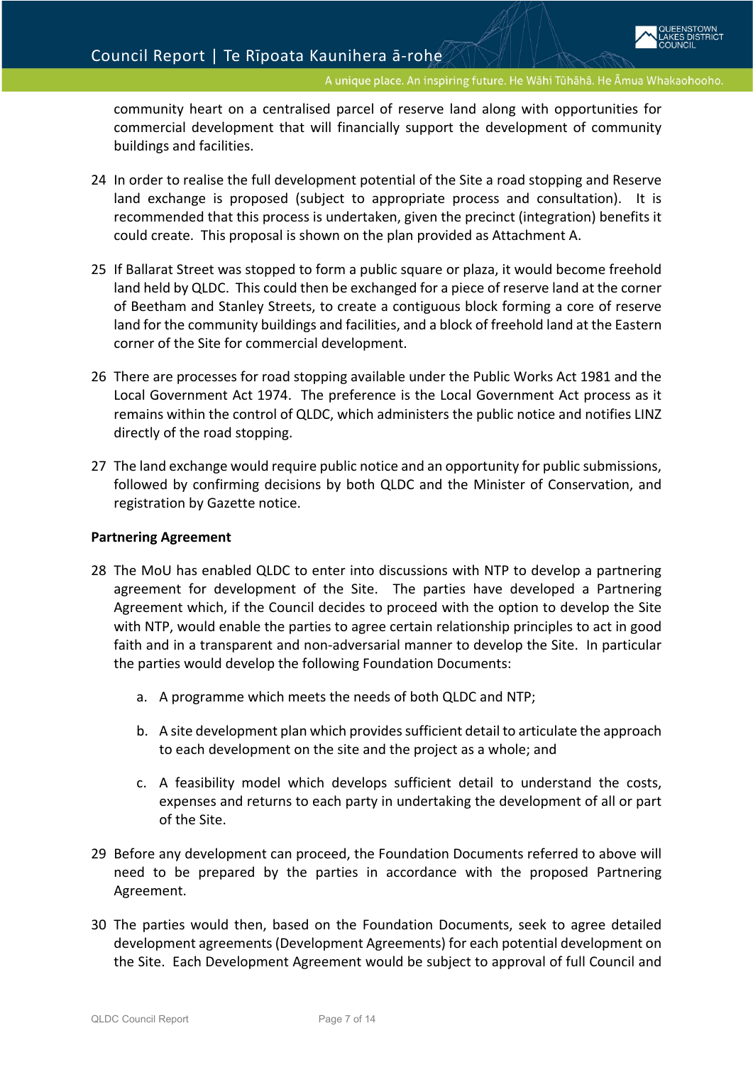community heart on a centralised parcel of reserve land along with opportunities for commercial development that will financially support the development of community buildings and facilities.

24 In order to realise the full development potential of the Site a road stopping and Reserve land exchange is proposed (subject to appropriate process and consultation). It is recommended that this process is undertaken, given the precinct (integration) benefits it could create. This proposal is shown on the plan provided as Attachment A.

25 If Ballarat Street was stopped to form a public square or plaza, it would become freehold land held by QLDC. This could then be exchanged for a piece of reserve land at the corner of Beetham and Stanley Streets, to create a contiguous block forming a core of reserve land for the community buildings and facilities, and a block of freehold land at the Eastern corner of the Site for commercial development.

26 There are processes for road stopping available under the Public Works Act 1981 and the Local Government Act 1974. The preference is the Local Government Act process as it remains within the control of QLDC, which administers the public notice and notifies LINZ directly of the road stopping.

27 The land exchange would require public notice and an opportunity for public submissions, followed by confirming decisions by both QLDC and the Minister of Conservation, and registration by Gazette notice.

**Partnering Agreement**

28 The MoU has enabled QLDC to enter into discussions with NTP to develop a partnering agreement for development of the Site. The parties have developed a Partnering Agreement which, if the Council decides to proceed with the option to develop the Site with NTP, would enable the parties to agree certain relationship principles to act in good faith and in a transparent and non-adversarial manner to develop the Site. In particular the parties would develop the following Foundation Documents:

   a. A programme which meets the needs of both QLDC and NTP;

   b. A site development plan which provides sufficient detail to articulate the approach to each development on the site and the project as a whole; and

   c. A feasibility model which develops sufficient detail to understand the costs, expenses and returns to each party in undertaking the development of all or part of the Site.

29 Before any development can proceed, the Foundation Documents referred to above will need to be prepared by the parties in accordance with the proposed Partnering Agreement.

30 The parties would then, based on the Foundation Documents, seek to agree detailed development agreements (Development Agreements) for each potential development on the Site. Each Development Agreement would be subject to approval of full Council and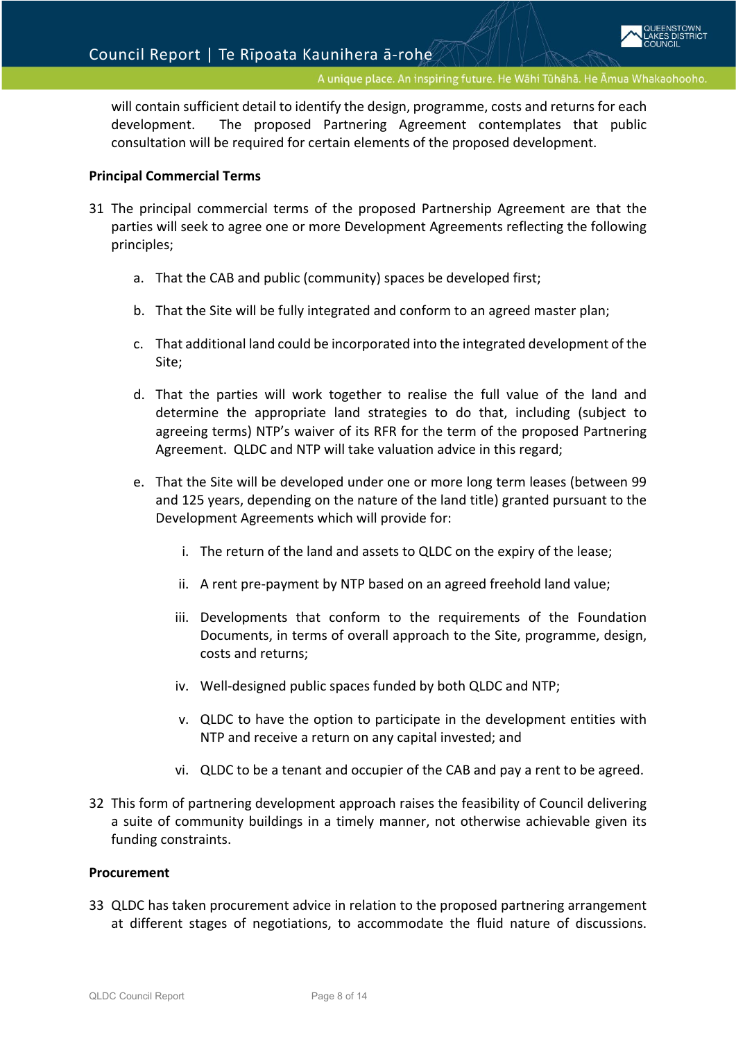will contain sufficient detail to identify the design, programme, costs and returns for each development. The proposed Partnering Agreement contemplates that public consultation will be required for certain elements of the proposed development.

**Principal Commercial Terms**

31 The principal commercial terms of the proposed Partnership Agreement are that the parties will seek to agree one or more Development Agreements reflecting the following principles;

   a. That the CAB and public (community) spaces be developed first;

   b. That the Site will be fully integrated and conform to an agreed master plan;

   c. That additional land could be incorporated into the integrated development of the Site;

   d. That the parties will work together to realise the full value of the land and determine the appropriate land strategies to do that, including (subject to agreeing terms) NTP's waiver of its RFR for the term of the proposed Partnering Agreement. QLDC and NTP will take valuation advice in this regard;

   e. That the Site will be developed under one or more long term leases (between 99 and 125 years, depending on the nature of the land title) granted pursuant to the Development Agreements which will provide for:

      i. The return of the land and assets to QLDC on the expiry of the lease;

      ii. A rent pre-payment by NTP based on an agreed freehold land value;

      iii. Developments that conform to the requirements of the Foundation Documents, in terms of overall approach to the Site, programme, design, costs and returns;

      iv. Well-designed public spaces funded by both QLDC and NTP;

      v. QLDC to have the option to participate in the development entities with NTP and receive a return on any capital invested; and

      vi. QLDC to be a tenant and occupier of the CAB and pay a rent to be agreed.

32 This form of partnering development approach raises the feasibility of Council delivering a suite of community buildings in a timely manner, not otherwise achievable given its funding constraints.

**Procurement**

33 QLDC has taken procurement advice in relation to the proposed partnering arrangement at different stages of negotiations, to accommodate the fluid nature of discussions.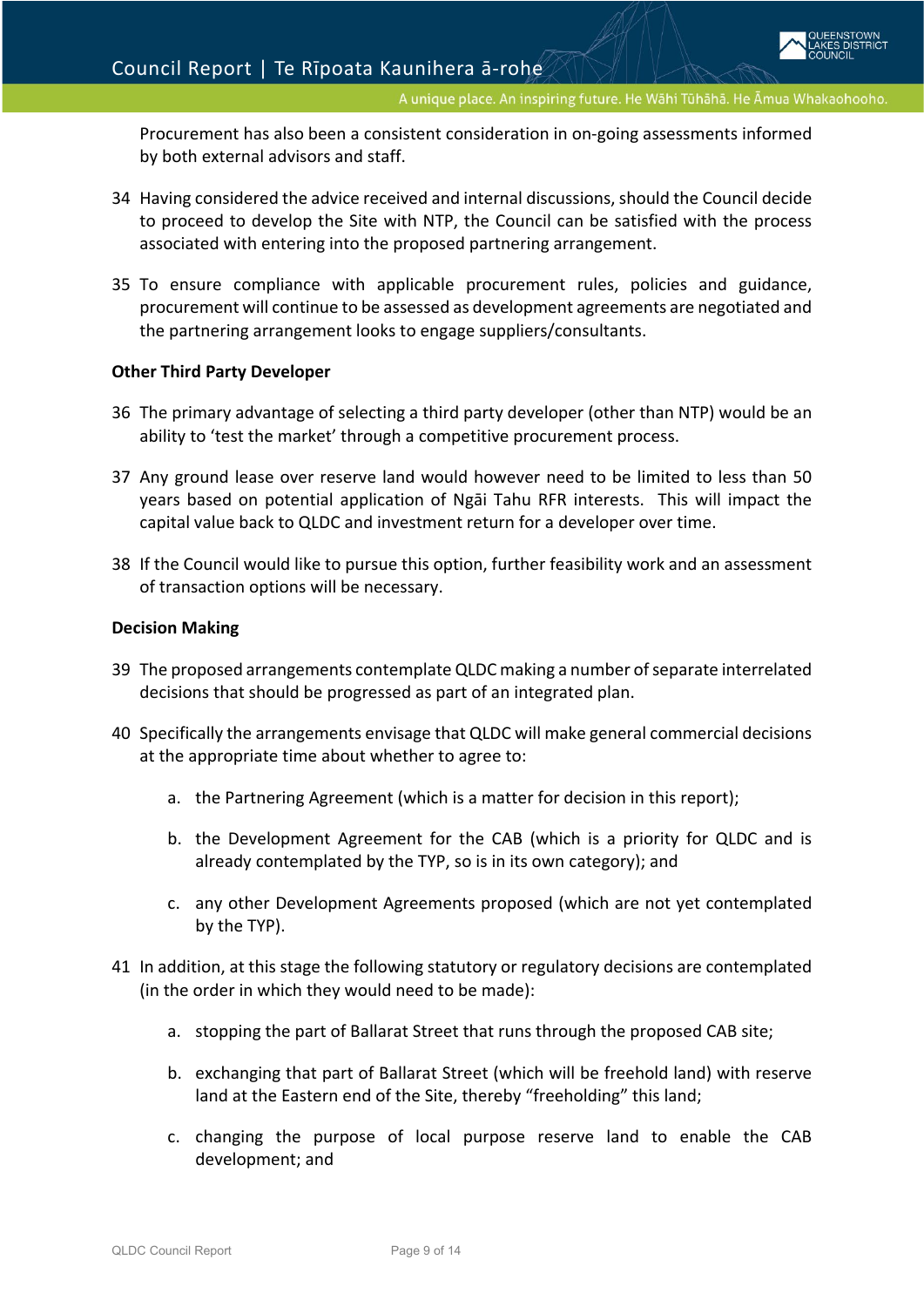Procurement has also been a consistent consideration in on-going assessments informed by both external advisors and staff.

34 Having considered the advice received and internal discussions, should the Council decide to proceed to develop the Site with NTP, the Council can be satisfied with the process associated with entering into the proposed partnering arrangement.

35 To ensure compliance with applicable procurement rules, policies and guidance, procurement will continue to be assessed as development agreements are negotiated and the partnering arrangement looks to engage suppliers/consultants.

**Other Third Party Developer**

36 The primary advantage of selecting a third party developer (other than NTP) would be an ability to 'test the market' through a competitive procurement process.

37 Any ground lease over reserve land would however need to be limited to less than 50 years based on potential application of Ngāi Tahu RFR interests. This will impact the capital value back to QLDC and investment return for a developer over time.

38 If the Council would like to pursue this option, further feasibility work and an assessment of transaction options will be necessary.

**Decision Making**

39 The proposed arrangements contemplate QLDC making a number of separate interrelated decisions that should be progressed as part of an integrated plan.

40 Specifically the arrangements envisage that QLDC will make general commercial decisions at the appropriate time about whether to agree to:

a. the Partnering Agreement (which is a matter for decision in this report);

b. the Development Agreement for the CAB (which is a priority for QLDC and is already contemplated by the TYP, so is in its own category); and

c. any other Development Agreements proposed (which are not yet contemplated by the TYP).

41 In addition, at this stage the following statutory or regulatory decisions are contemplated (in the order in which they would need to be made):

a. stopping the part of Ballarat Street that runs through the proposed CAB site;

b. exchanging that part of Ballarat Street (which will be freehold land) with reserve land at the Eastern end of the Site, thereby "freeholding" this land;

c. changing the purpose of local purpose reserve land to enable the CAB development; and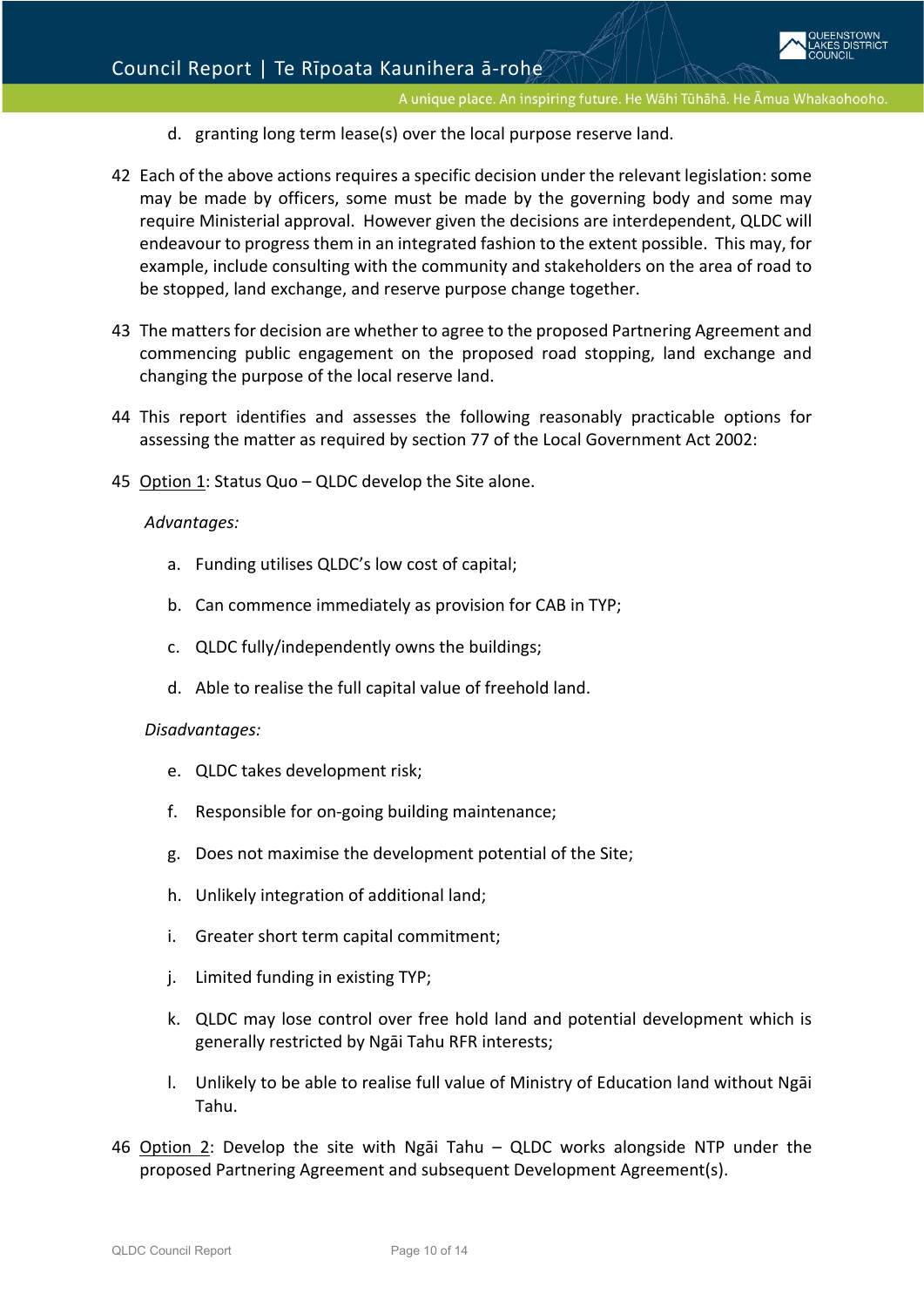d. granting long term lease(s) over the local purpose reserve land.

42 Each of the above actions requires a specific decision under the relevant legislation: some may be made by officers, some must be made by the governing body and some may require Ministerial approval. However given the decisions are interdependent, QLDC will endeavour to progress them in an integrated fashion to the extent possible. This may, for example, include consulting with the community and stakeholders on the area of road to be stopped, land exchange, and reserve purpose change together.

43 The matters for decision are whether to agree to the proposed Partnering Agreement and commencing public engagement on the proposed road stopping, land exchange and changing the purpose of the local reserve land.

44 This report identifies and assesses the following reasonably practicable options for assessing the matter as required by section 77 of the Local Government Act 2002:

45 <u>Option 1</u>: Status Quo – QLDC develop the Site alone.

*Advantages:*

a. Funding utilises QLDC's low cost of capital;

b. Can commence immediately as provision for CAB in TYP;

c. QLDC fully/independently owns the buildings;

d. Able to realise the full capital value of freehold land.

*Disadvantages:*

e. QLDC takes development risk;

f. Responsible for on-going building maintenance;

g. Does not maximise the development potential of the Site;

h. Unlikely integration of additional land;

i. Greater short term capital commitment;

j. Limited funding in existing TYP;

k. QLDC may lose control over free hold land and potential development which is generally restricted by Ngāi Tahu RFR interests;

l. Unlikely to be able to realise full value of Ministry of Education land without Ngāi Tahu.

46 <u>Option 2</u>: Develop the site with Ngāi Tahu – QLDC works alongside NTP under the proposed Partnering Agreement and subsequent Development Agreement(s).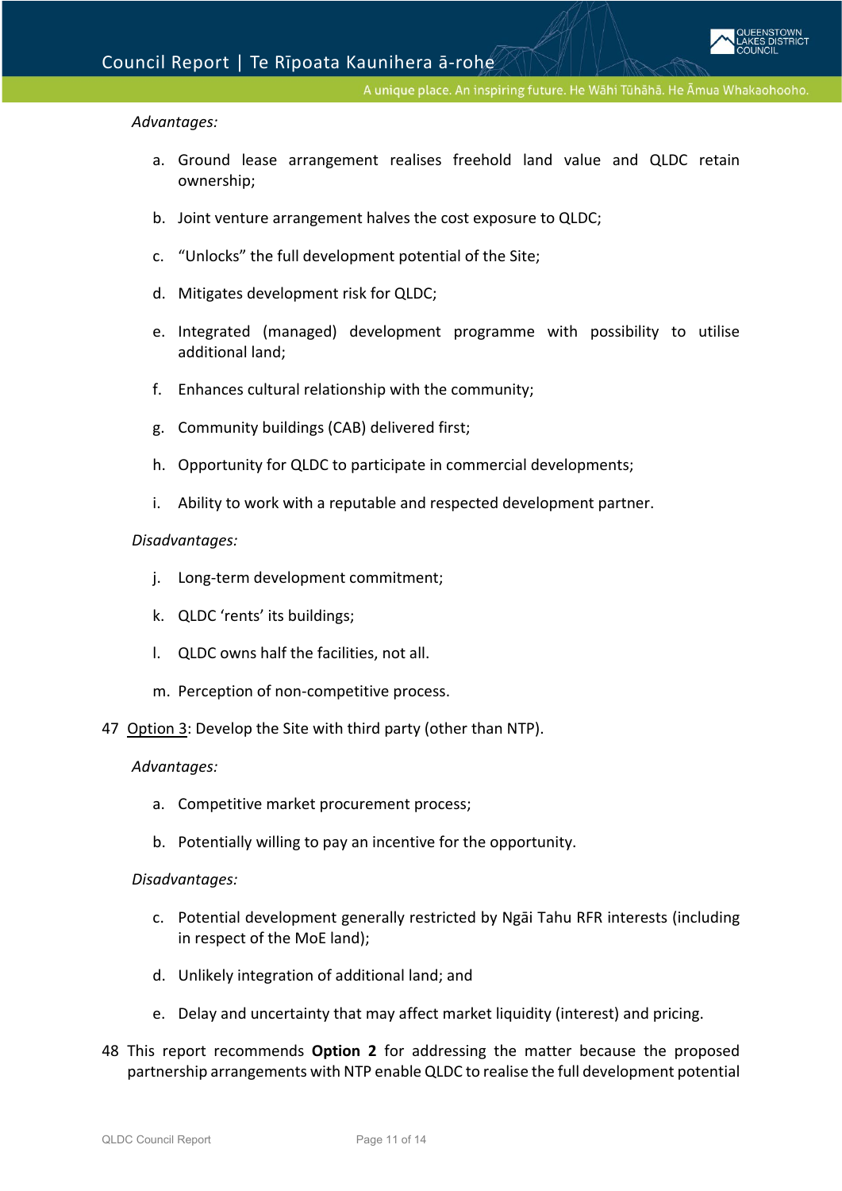*Advantages:*

a. Ground lease arrangement realises freehold land value and QLDC retain ownership;

b. Joint venture arrangement halves the cost exposure to QLDC;

c. "Unlocks" the full development potential of the Site;

d. Mitigates development risk for QLDC;

e. Integrated (managed) development programme with possibility to utilise additional land;

f. Enhances cultural relationship with the community;

g. Community buildings (CAB) delivered first;

h. Opportunity for QLDC to participate in commercial developments;

i. Ability to work with a reputable and respected development partner.

*Disadvantages:*

j. Long-term development commitment;

k. QLDC 'rents' its buildings;

l. QLDC owns half the facilities, not all.

m. Perception of non-competitive process.

47 Option 3: Develop the Site with third party (other than NTP).

*Advantages:*

a. Competitive market procurement process;

b. Potentially willing to pay an incentive for the opportunity.

*Disadvantages:*

c. Potential development generally restricted by Ngāi Tahu RFR interests (including in respect of the MoE land);

d. Unlikely integration of additional land; and

e. Delay and uncertainty that may affect market liquidity (interest) and pricing.

48 This report recommends **Option 2** for addressing the matter because the proposed partnership arrangements with NTP enable QLDC to realise the full development potential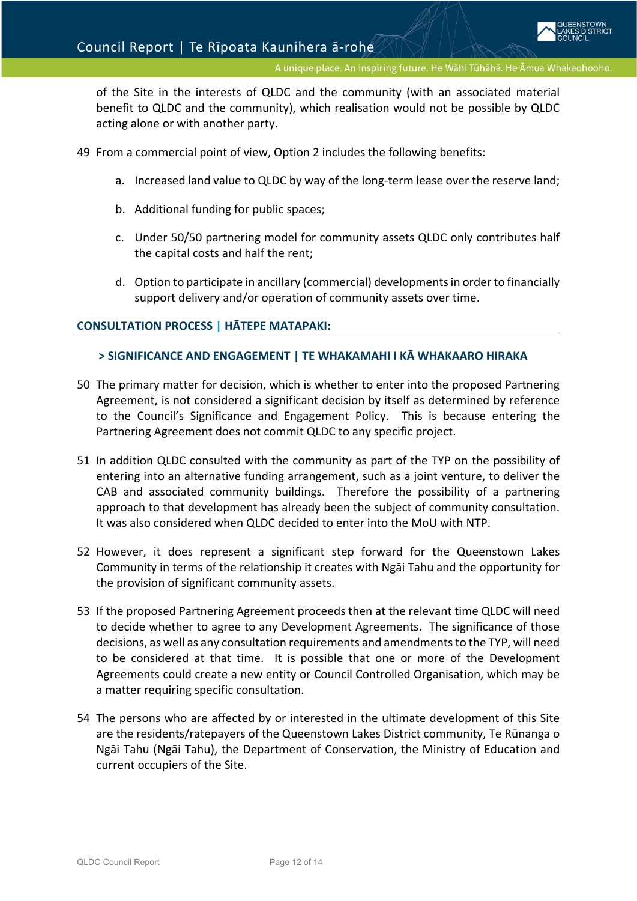of the Site in the interests of QLDC and the community (with an associated material benefit to QLDC and the community), which realisation would not be possible by QLDC acting alone or with another party.

49 From a commercial point of view, Option 2 includes the following benefits:

   a. Increased land value to QLDC by way of the long-term lease over the reserve land;

   b. Additional funding for public spaces;

   c. Under 50/50 partnering model for community assets QLDC only contributes half the capital costs and half the rent;

   d. Option to participate in ancillary (commercial) developments in order to financially support delivery and/or operation of community assets over time.

## CONSULTATION PROCESS | HĀTEPE MATAPAKI:

### > SIGNIFICANCE AND ENGAGEMENT | TE WHAKAMAHI I KĀ WHAKAARO HIRAKA

50 The primary matter for decision, which is whether to enter into the proposed Partnering Agreement, is not considered a significant decision by itself as determined by reference to the Council's Significance and Engagement Policy. This is because entering the Partnering Agreement does not commit QLDC to any specific project.

51 In addition QLDC consulted with the community as part of the TYP on the possibility of entering into an alternative funding arrangement, such as a joint venture, to deliver the CAB and associated community buildings. Therefore the possibility of a partnering approach to that development has already been the subject of community consultation. It was also considered when QLDC decided to enter into the MoU with NTP.

52 However, it does represent a significant step forward for the Queenstown Lakes Community in terms of the relationship it creates with Ngāi Tahu and the opportunity for the provision of significant community assets.

53 If the proposed Partnering Agreement proceeds then at the relevant time QLDC will need to decide whether to agree to any Development Agreements. The significance of those decisions, as well as any consultation requirements and amendments to the TYP, will need to be considered at that time. It is possible that one or more of the Development Agreements could create a new entity or Council Controlled Organisation, which may be a matter requiring specific consultation.

54 The persons who are affected by or interested in the ultimate development of this Site are the residents/ratepayers of the Queenstown Lakes District community, Te Rūnanga o Ngāi Tahu (Ngāi Tahu), the Department of Conservation, the Ministry of Education and current occupiers of the Site.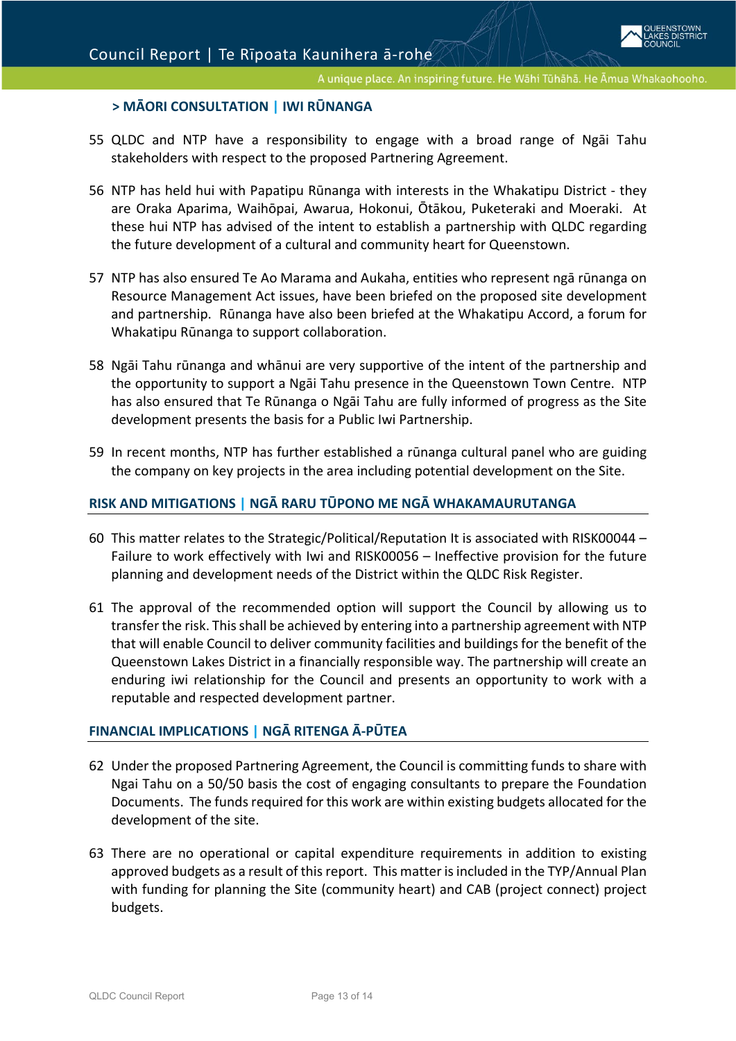> **MĀORI CONSULTATION | IWI RŪNANGA**

55 QLDC and NTP have a responsibility to engage with a broad range of Ngāi Tahu stakeholders with respect to the proposed Partnering Agreement.

56 NTP has held hui with Papatipu Rūnanga with interests in the Whakatipu District - they are Oraka Aparima, Waihōpai, Awarua, Hokonui, Ōtākou, Puketeraki and Moeraki. At these hui NTP has advised of the intent to establish a partnership with QLDC regarding the future development of a cultural and community heart for Queenstown.

57 NTP has also ensured Te Ao Marama and Aukaha, entities who represent ngā rūnanga on Resource Management Act issues, have been briefed on the proposed site development and partnership. Rūnanga have also been briefed at the Whakatipu Accord, a forum for Whakatipu Rūnanga to support collaboration.

58 Ngāi Tahu rūnanga and whānui are very supportive of the intent of the partnership and the opportunity to support a Ngāi Tahu presence in the Queenstown Town Centre. NTP has also ensured that Te Rūnanga o Ngāi Tahu are fully informed of progress as the Site development presents the basis for a Public Iwi Partnership.

59 In recent months, NTP has further established a rūnanga cultural panel who are guiding the company on key projects in the area including potential development on the Site.

## RISK AND MITIGATIONS | NGĀ RARU TŪPONO ME NGĀ WHAKAMAURUTANGA

60 This matter relates to the Strategic/Political/Reputation It is associated with RISK00044 – Failure to work effectively with Iwi and RISK00056 – Ineffective provision for the future planning and development needs of the District within the QLDC Risk Register.

61 The approval of the recommended option will support the Council by allowing us to transfer the risk. This shall be achieved by entering into a partnership agreement with NTP that will enable Council to deliver community facilities and buildings for the benefit of the Queenstown Lakes District in a financially responsible way. The partnership will create an enduring iwi relationship for the Council and presents an opportunity to work with a reputable and respected development partner.

## FINANCIAL IMPLICATIONS | NGĀ RITENGA Ā-PŪTEA

62 Under the proposed Partnering Agreement, the Council is committing funds to share with Ngai Tahu on a 50/50 basis the cost of engaging consultants to prepare the Foundation Documents. The funds required for this work are within existing budgets allocated for the development of the site.

63 There are no operational or capital expenditure requirements in addition to existing approved budgets as a result of this report. This matter is included in the TYP/Annual Plan with funding for planning the Site (community heart) and CAB (project connect) project budgets.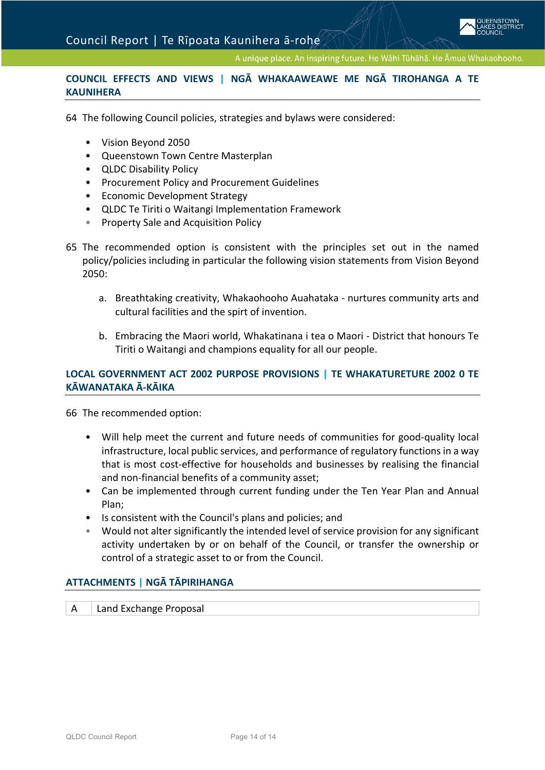## COUNCIL EFFECTS AND VIEWS | NGĀ WHAKAAWEAWE ME NGĀ TIROHANGA A TE KAUNIHERA

64 The following Council policies, strategies and bylaws were considered:

- Vision Beyond 2050
- Queenstown Town Centre Masterplan
- QLDC Disability Policy
- Procurement Policy and Procurement Guidelines
- Economic Development Strategy
- QLDC Te Tiriti o Waitangi Implementation Framework
- Property Sale and Acquisition Policy

65 The recommended option is consistent with the principles set out in the named policy/policies including in particular the following vision statements from Vision Beyond 2050:

a. Breathtaking creativity, Whakaohooho Auahataka - nurtures community arts and cultural facilities and the spirt of invention.

b. Embracing the Maori world, Whakatinana i tea o Maori - District that honours Te Tiriti o Waitangi and champions equality for all our people.

## LOCAL GOVERNMENT ACT 2002 PURPOSE PROVISIONS | TE WHAKATURETURE 2002 O TE KĀWANATAKA Ā-KĀIKA

66 The recommended option:

- Will help meet the current and future needs of communities for good-quality local infrastructure, local public services, and performance of regulatory functions in a way that is most cost-effective for households and businesses by realising the financial and non-financial benefits of a community asset;
- Can be implemented through current funding under the Ten Year Plan and Annual Plan;
- Is consistent with the Council's plans and policies; and
- Would not alter significantly the intended level of service provision for any significant activity undertaken by or on behalf of the Council, or transfer the ownership or control of a strategic asset to or from the Council.

## ATTACHMENTS | NGĀ TĀPIRIHANGA

| | |
|---|---|
| A | Land Exchange Proposal |